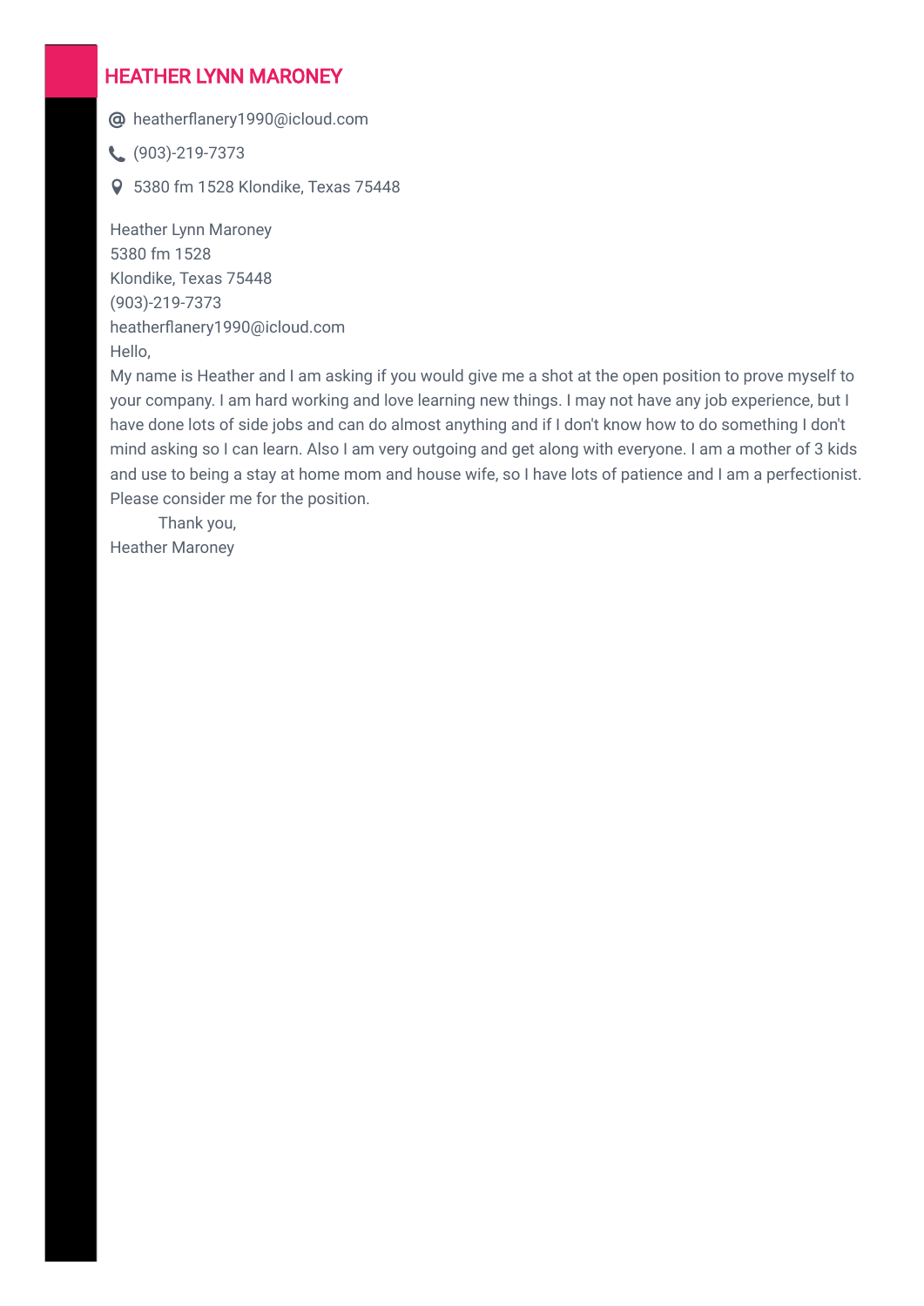# HEATHER LYNN MARONEY

@ heatherflanery1990@icloud.com

(903)-219-7373

5380 fm 1528 Klondike, Texas 75448

Heather Lynn Maroney
5380 fm 1528
Klondike, Texas 75448
(903)-219-7373
heatherflanery1990@icloud.com

Hello,

My name is Heather and I am asking if you would give me a shot at the open position to prove myself to your company. I am hard working and love learning new things. I may not have any job experience, but I have done lots of side jobs and can do almost anything and if I don't know how to do something I don't mind asking so I can learn. Also I am very outgoing and get along with everyone. I am a mother of 3 kids and use to being a stay at home mom and house wife, so I have lots of patience and I am a perfectionist. Please consider me for the position.

Thank you,
Heather Maroney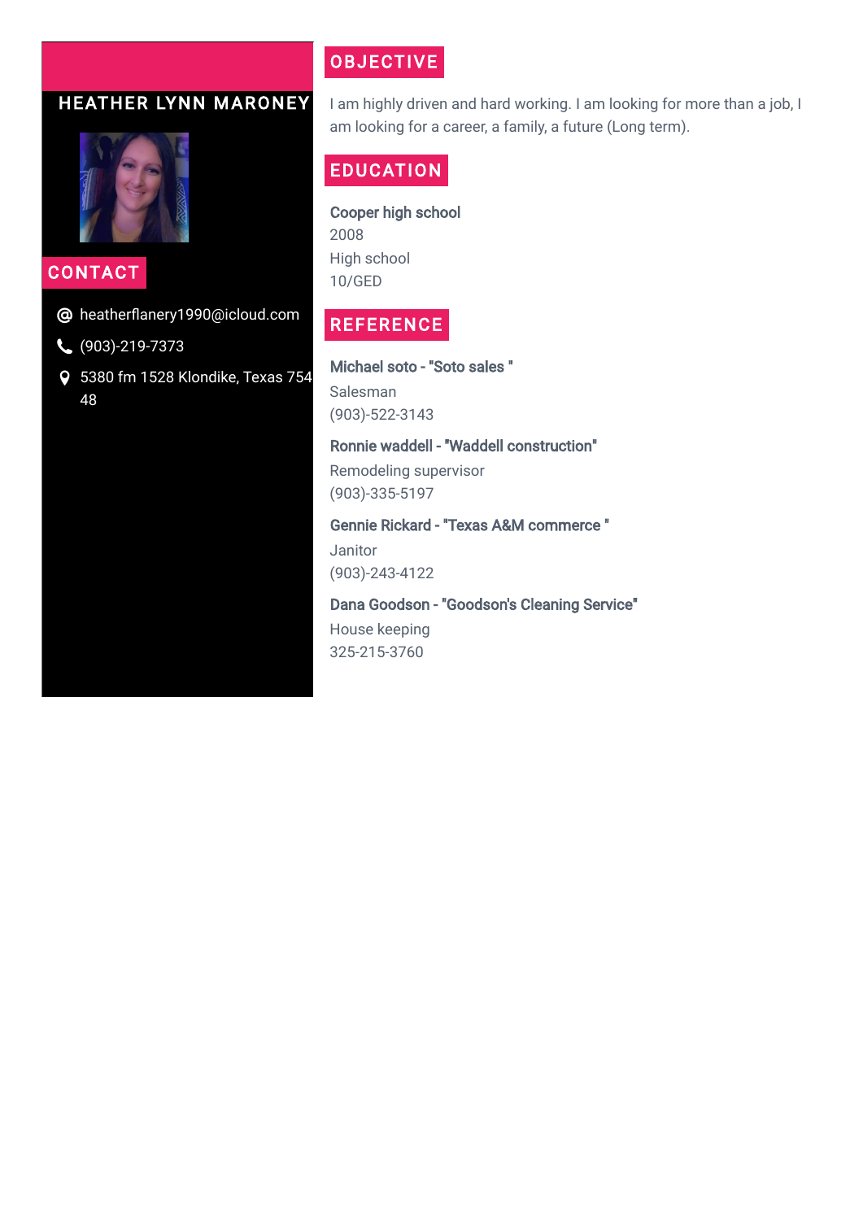# HEATHER LYNN MARONEY

## CONTACT

heatherflanery1990@icloud.com

(903)-219-7373

5380 fm 1528 Klondike, Texas 75448

## OBJECTIVE

I am highly driven and hard working. I am looking for more than a job, I am looking for a career, a family, a future (Long term).

## EDUCATION

**Cooper high school**
2008
High school
10/GED

## REFERENCE

**Michael soto - "Soto sales "**
Salesman
(903)-522-3143

**Ronnie waddell - "Waddell construction"**
Remodeling supervisor
(903)-335-5197

**Gennie Rickard - "Texas A&M commerce "**
Janitor
(903)-243-4122

**Dana Goodson - "Goodson's Cleaning Service"**
House keeping
325-215-3760